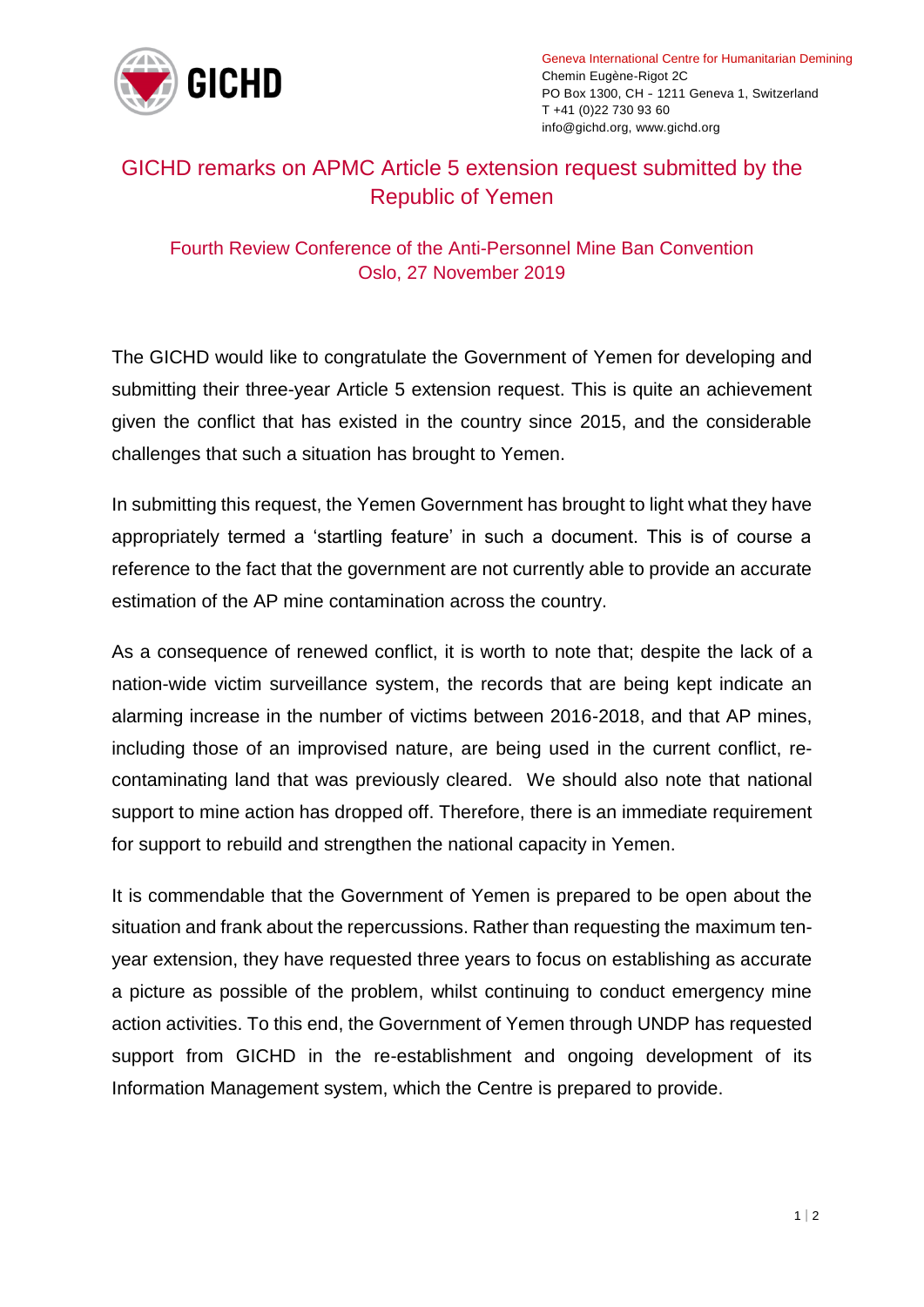GICHD

Geneva International Centre for Humanitarian Demining
Chemin Eugène-Rigot 2C
PO Box 1300, CH - 1211 Geneva 1, Switzerland
T +41 (0)22 730 93 60
info@gichd.org, www.gichd.org

# GICHD remarks on APMC Article 5 extension request submitted by the Republic of Yemen

## Fourth Review Conference of the Anti-Personnel Mine Ban Convention
## Oslo, 27 November 2019

The GICHD would like to congratulate the Government of Yemen for developing and submitting their three-year Article 5 extension request. This is quite an achievement given the conflict that has existed in the country since 2015, and the considerable challenges that such a situation has brought to Yemen.

In submitting this request, the Yemen Government has brought to light what they have appropriately termed a 'startling feature' in such a document. This is of course a reference to the fact that the government are not currently able to provide an accurate estimation of the AP mine contamination across the country.

As a consequence of renewed conflict, it is worth to note that; despite the lack of a nation-wide victim surveillance system, the records that are being kept indicate an alarming increase in the number of victims between 2016-2018, and that AP mines, including those of an improvised nature, are being used in the current conflict, re-contaminating land that was previously cleared. We should also note that national support to mine action has dropped off. Therefore, there is an immediate requirement for support to rebuild and strengthen the national capacity in Yemen.

It is commendable that the Government of Yemen is prepared to be open about the situation and frank about the repercussions. Rather than requesting the maximum ten-year extension, they have requested three years to focus on establishing as accurate a picture as possible of the problem, whilst continuing to conduct emergency mine action activities. To this end, the Government of Yemen through UNDP has requested support from GICHD in the re-establishment and ongoing development of its Information Management system, which the Centre is prepared to provide.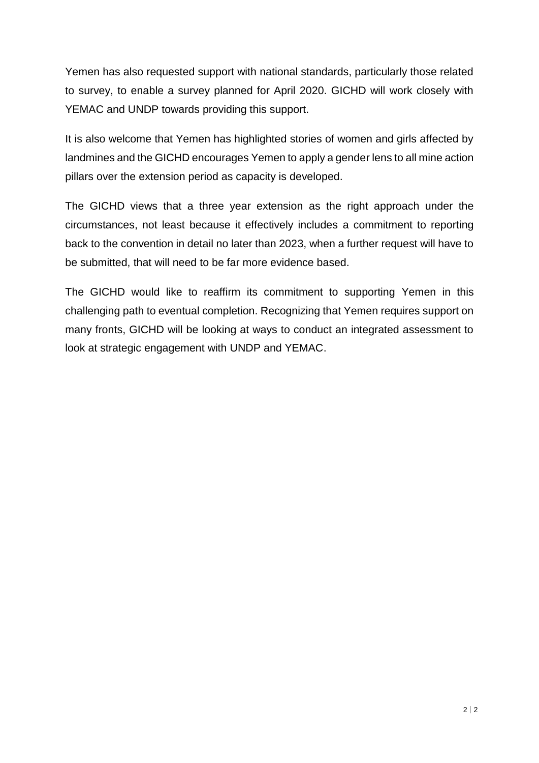Yemen has also requested support with national standards, particularly those related to survey, to enable a survey planned for April 2020. GICHD will work closely with YEMAC and UNDP towards providing this support.

It is also welcome that Yemen has highlighted stories of women and girls affected by landmines and the GICHD encourages Yemen to apply a gender lens to all mine action pillars over the extension period as capacity is developed.

The GICHD views that a three year extension as the right approach under the circumstances, not least because it effectively includes a commitment to reporting back to the convention in detail no later than 2023, when a further request will have to be submitted, that will need to be far more evidence based.

The GICHD would like to reaffirm its commitment to supporting Yemen in this challenging path to eventual completion. Recognizing that Yemen requires support on many fronts, GICHD will be looking at ways to conduct an integrated assessment to look at strategic engagement with UNDP and YEMAC.